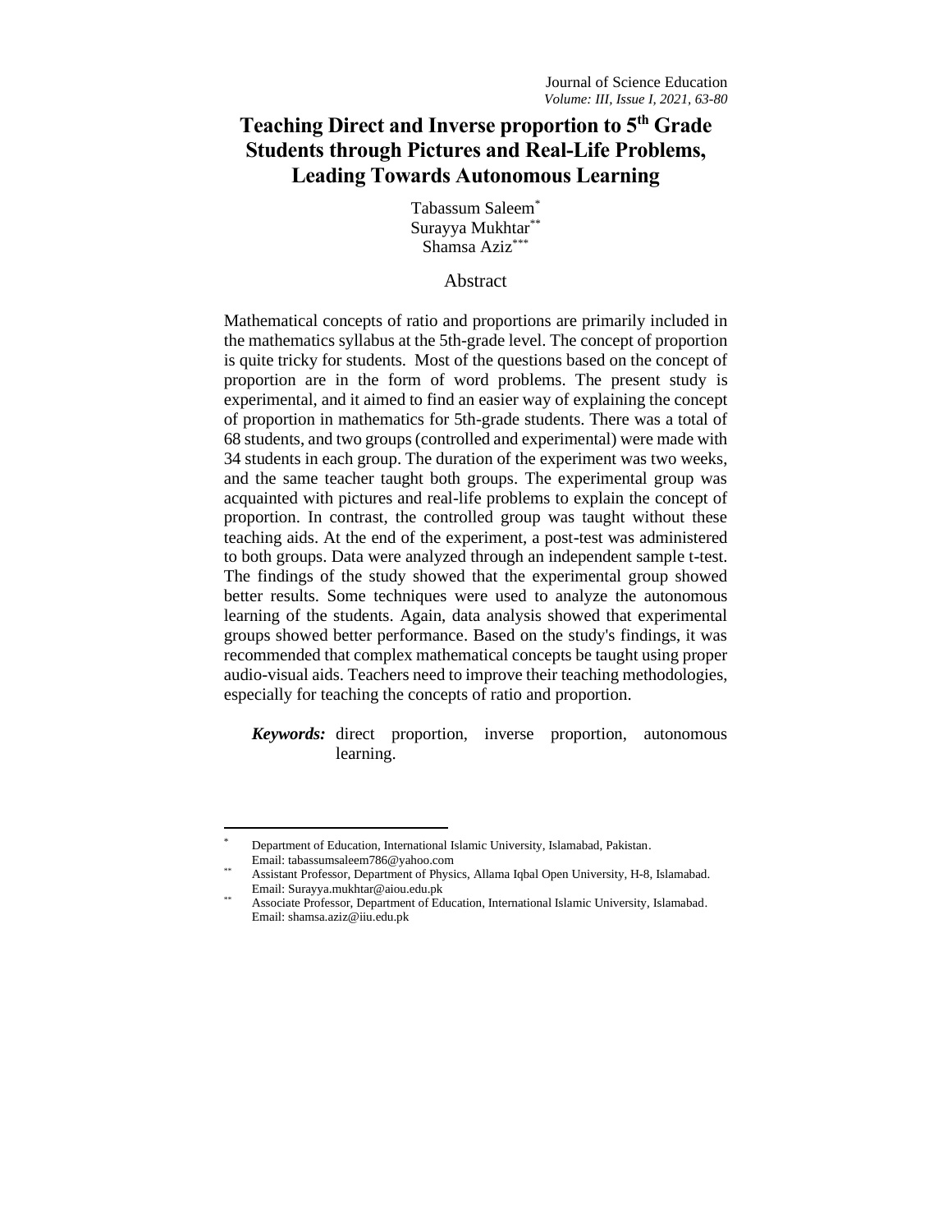# Teaching Direct and Inverse proportion to 5th Grade Students through Pictures and Real-Life Problems, Leading Towards Autonomous Learning

Tabassum Saleem[*]
Surayya Mukhtar[**]
Shamsa Aziz[***]

## Abstract

Mathematical concepts of ratio and proportions are primarily included in the mathematics syllabus at the 5th-grade level. The concept of proportion is quite tricky for students. Most of the questions based on the concept of proportion are in the form of word problems. The present study is experimental, and it aimed to find an easier way of explaining the concept of proportion in mathematics for 5th-grade students. There was a total of 68 students, and two groups (controlled and experimental) were made with 34 students in each group. The duration of the experiment was two weeks, and the same teacher taught both groups. The experimental group was acquainted with pictures and real-life problems to explain the concept of proportion. In contrast, the controlled group was taught without these teaching aids. At the end of the experiment, a post-test was administered to both groups. Data were analyzed through an independent sample t-test. The findings of the study showed that the experimental group showed better results. Some techniques were used to analyze the autonomous learning of the students. Again, data analysis showed that experimental groups showed better performance. Based on the study's findings, it was recommended that complex mathematical concepts be taught using proper audio-visual aids. Teachers need to improve their teaching methodologies, especially for teaching the concepts of ratio and proportion.

***Keywords:*** direct proportion, inverse proportion, autonomous learning.

---

[*] Department of Education, International Islamic University, Islamabad, Pakistan. Email: tabassumsaleem786@yahoo.com

[**] Assistant Professor, Department of Physics, Allama Iqbal Open University, H-8, Islamabad. Email: Surayya.mukhtar@aiou.edu.pk

[**] Associate Professor, Department of Education, International Islamic University, Islamabad. Email: shamsa.aziz@iiu.edu.pk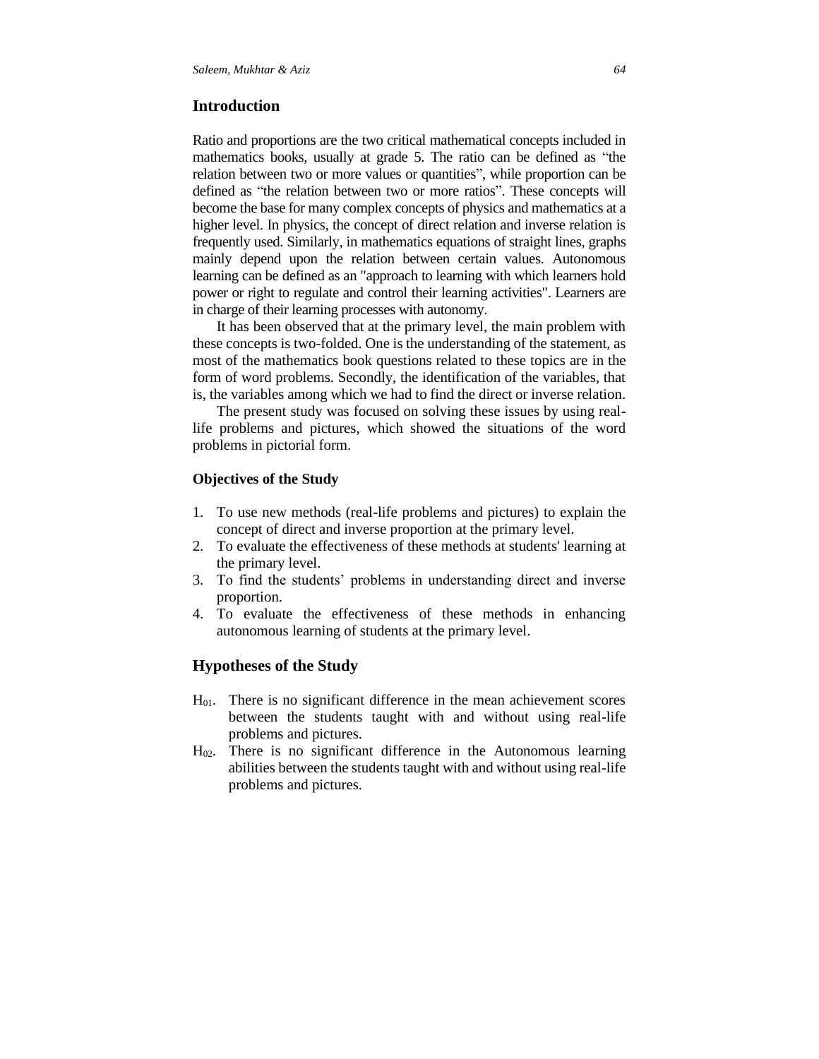## Introduction

Ratio and proportions are the two critical mathematical concepts included in mathematics books, usually at grade 5. The ratio can be defined as "the relation between two or more values or quantities", while proportion can be defined as "the relation between two or more ratios". These concepts will become the base for many complex concepts of physics and mathematics at a higher level. In physics, the concept of direct relation and inverse relation is frequently used. Similarly, in mathematics equations of straight lines, graphs mainly depend upon the relation between certain values. Autonomous learning can be defined as an "approach to learning with which learners hold power or right to regulate and control their learning activities". Learners are in charge of their learning processes with autonomy.

It has been observed that at the primary level, the main problem with these concepts is two-folded. One is the understanding of the statement, as most of the mathematics book questions related to these topics are in the form of word problems. Secondly, the identification of the variables, that is, the variables among which we had to find the direct or inverse relation.

The present study was focused on solving these issues by using real-life problems and pictures, which showed the situations of the word problems in pictorial form.

### Objectives of the Study

1. To use new methods (real-life problems and pictures) to explain the concept of direct and inverse proportion at the primary level.
2. To evaluate the effectiveness of these methods at students' learning at the primary level.
3. To find the students' problems in understanding direct and inverse proportion.
4. To evaluate the effectiveness of these methods in enhancing autonomous learning of students at the primary level.

## Hypotheses of the Study

$H_{01}$. There is no significant difference in the mean achievement scores between the students taught with and without using real-life problems and pictures.

$H_{02}$. There is no significant difference in the Autonomous learning abilities between the students taught with and without using real-life problems and pictures.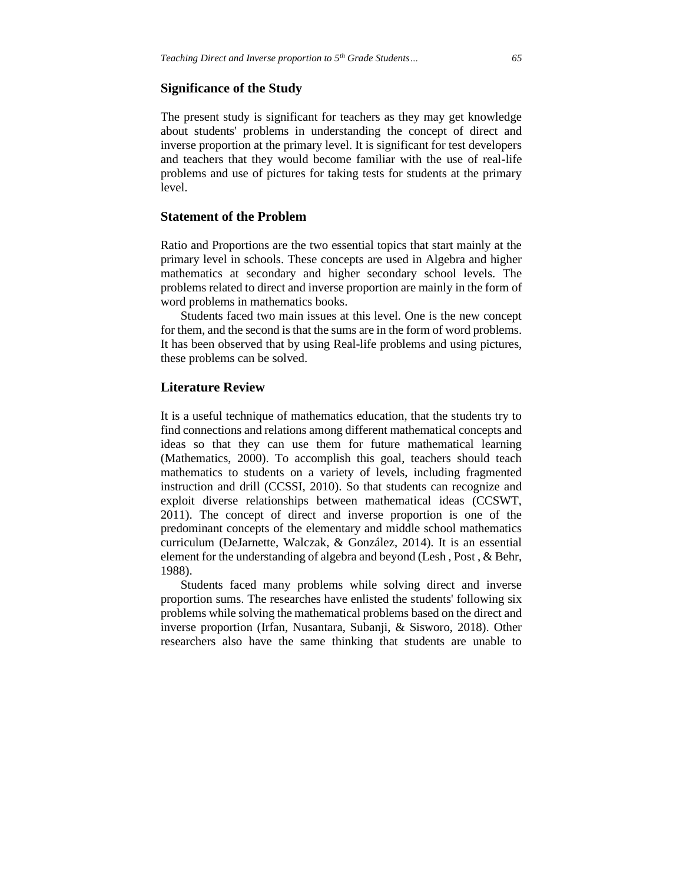## Significance of the Study

The present study is significant for teachers as they may get knowledge about students' problems in understanding the concept of direct and inverse proportion at the primary level. It is significant for test developers and teachers that they would become familiar with the use of real-life problems and use of pictures for taking tests for students at the primary level.

## Statement of the Problem

Ratio and Proportions are the two essential topics that start mainly at the primary level in schools. These concepts are used in Algebra and higher mathematics at secondary and higher secondary school levels. The problems related to direct and inverse proportion are mainly in the form of word problems in mathematics books.

Students faced two main issues at this level. One is the new concept for them, and the second is that the sums are in the form of word problems. It has been observed that by using Real-life problems and using pictures, these problems can be solved.

## Literature Review

It is a useful technique of mathematics education, that the students try to find connections and relations among different mathematical concepts and ideas so that they can use them for future mathematical learning (Mathematics, 2000). To accomplish this goal, teachers should teach mathematics to students on a variety of levels, including fragmented instruction and drill (CCSSI, 2010). So that students can recognize and exploit diverse relationships between mathematical ideas (CCSWT, 2011). The concept of direct and inverse proportion is one of the predominant concepts of the elementary and middle school mathematics curriculum (DeJarnette, Walczak, & González, 2014). It is an essential element for the understanding of algebra and beyond (Lesh , Post , & Behr, 1988).

Students faced many problems while solving direct and inverse proportion sums. The researches have enlisted the students' following six problems while solving the mathematical problems based on the direct and inverse proportion (Irfan, Nusantara, Subanji, & Sisworo, 2018). Other researchers also have the same thinking that students are unable to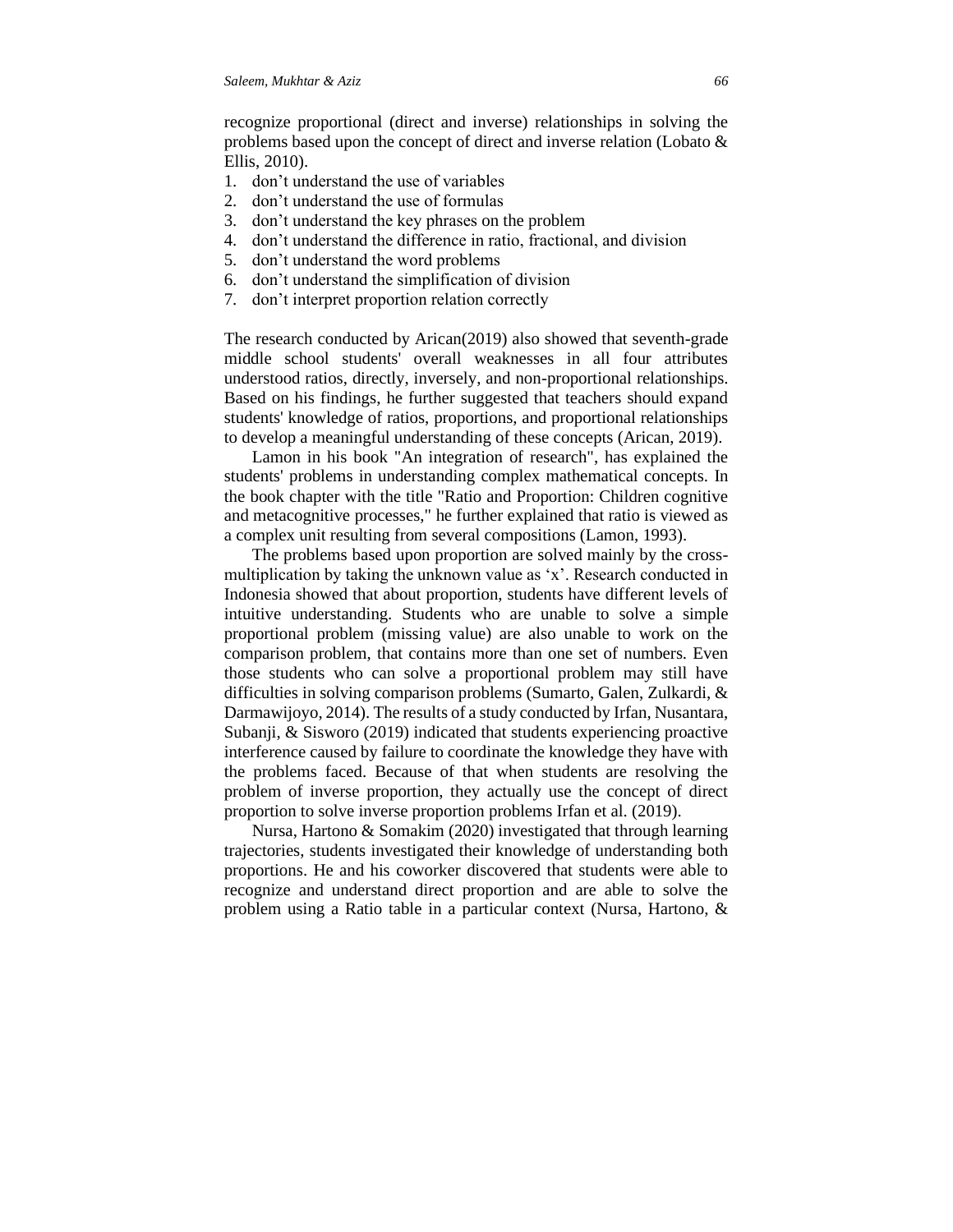recognize proportional (direct and inverse) relationships in solving the problems based upon the concept of direct and inverse relation (Lobato & Ellis, 2010).

1. don't understand the use of variables
2. don't understand the use of formulas
3. don't understand the key phrases on the problem
4. don't understand the difference in ratio, fractional, and division
5. don't understand the word problems
6. don't understand the simplification of division
7. don't interpret proportion relation correctly

The research conducted by Arican(2019) also showed that seventh-grade middle school students' overall weaknesses in all four attributes understood ratios, directly, inversely, and non-proportional relationships. Based on his findings, he further suggested that teachers should expand students' knowledge of ratios, proportions, and proportional relationships to develop a meaningful understanding of these concepts (Arican, 2019).

Lamon in his book "An integration of research", has explained the students' problems in understanding complex mathematical concepts. In the book chapter with the title "Ratio and Proportion: Children cognitive and metacognitive processes," he further explained that ratio is viewed as a complex unit resulting from several compositions (Lamon, 1993).

The problems based upon proportion are solved mainly by the cross-multiplication by taking the unknown value as 'x'. Research conducted in Indonesia showed that about proportion, students have different levels of intuitive understanding. Students who are unable to solve a simple proportional problem (missing value) are also unable to work on the comparison problem, that contains more than one set of numbers. Even those students who can solve a proportional problem may still have difficulties in solving comparison problems (Sumarto, Galen, Zulkardi, & Darmawijoyo, 2014). The results of a study conducted by Irfan, Nusantara, Subanji, & Sisworo (2019) indicated that students experiencing proactive interference caused by failure to coordinate the knowledge they have with the problems faced. Because of that when students are resolving the problem of inverse proportion, they actually use the concept of direct proportion to solve inverse proportion problems Irfan et al. (2019).

Nursa, Hartono & Somakim (2020) investigated that through learning trajectories, students investigated their knowledge of understanding both proportions. He and his coworker discovered that students were able to recognize and understand direct proportion and are able to solve the problem using a Ratio table in a particular context (Nursa, Hartono, &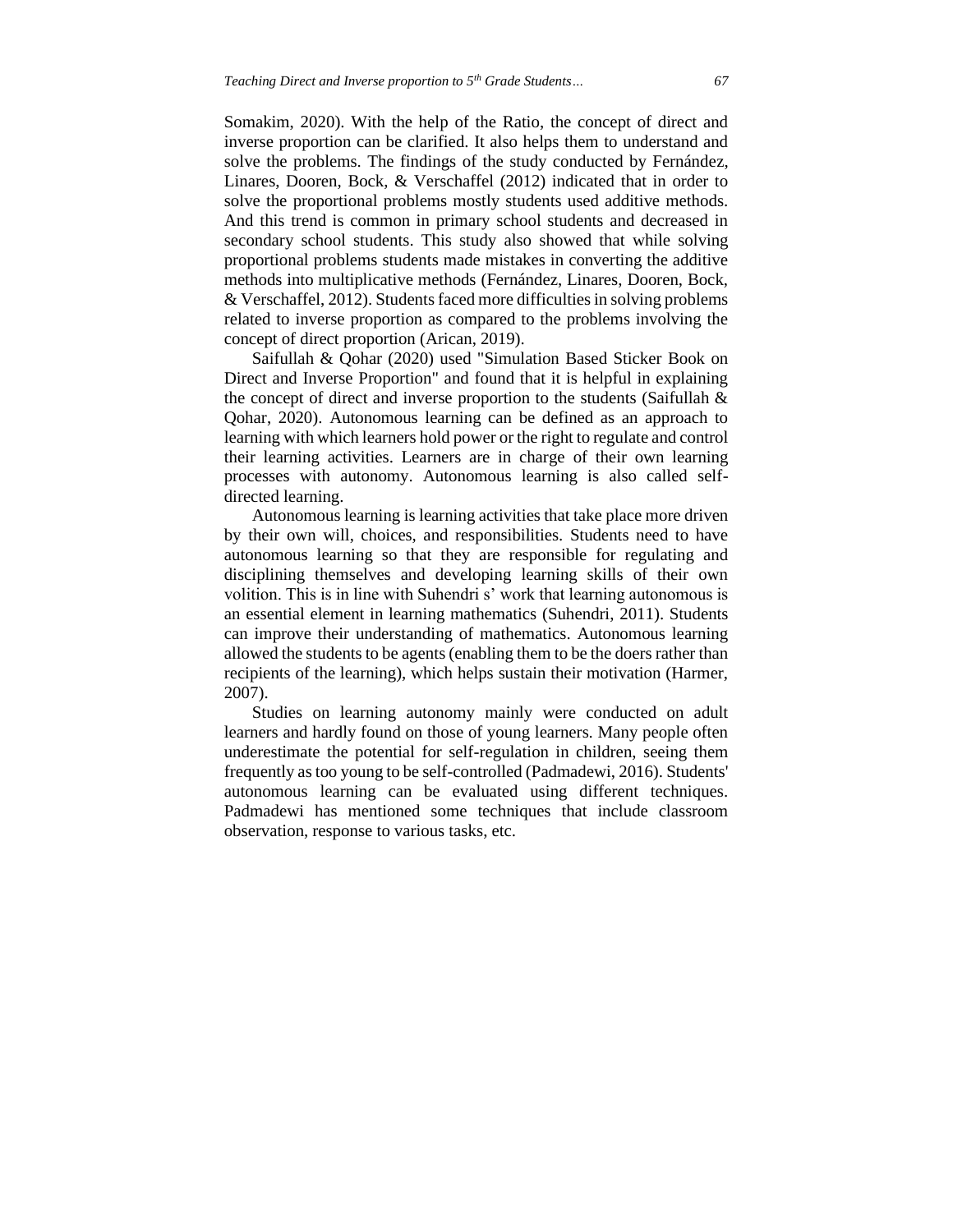Somakim, 2020). With the help of the Ratio, the concept of direct and inverse proportion can be clarified. It also helps them to understand and solve the problems. The findings of the study conducted by Fernández, Linares, Dooren, Bock, & Verschaffel (2012) indicated that in order to solve the proportional problems mostly students used additive methods. And this trend is common in primary school students and decreased in secondary school students. This study also showed that while solving proportional problems students made mistakes in converting the additive methods into multiplicative methods (Fernández, Linares, Dooren, Bock, & Verschaffel, 2012). Students faced more difficulties in solving problems related to inverse proportion as compared to the problems involving the concept of direct proportion (Arican, 2019).

Saifullah & Qohar (2020) used "Simulation Based Sticker Book on Direct and Inverse Proportion" and found that it is helpful in explaining the concept of direct and inverse proportion to the students (Saifullah & Qohar, 2020). Autonomous learning can be defined as an approach to learning with which learners hold power or the right to regulate and control their learning activities. Learners are in charge of their own learning processes with autonomy. Autonomous learning is also called self-directed learning.

Autonomous learning is learning activities that take place more driven by their own will, choices, and responsibilities. Students need to have autonomous learning so that they are responsible for regulating and disciplining themselves and developing learning skills of their own volition. This is in line with Suhendri s' work that learning autonomous is an essential element in learning mathematics (Suhendri, 2011). Students can improve their understanding of mathematics. Autonomous learning allowed the students to be agents (enabling them to be the doers rather than recipients of the learning), which helps sustain their motivation (Harmer, 2007).

Studies on learning autonomy mainly were conducted on adult learners and hardly found on those of young learners. Many people often underestimate the potential for self-regulation in children, seeing them frequently as too young to be self-controlled (Padmadewi, 2016). Students' autonomous learning can be evaluated using different techniques. Padmadewi has mentioned some techniques that include classroom observation, response to various tasks, etc.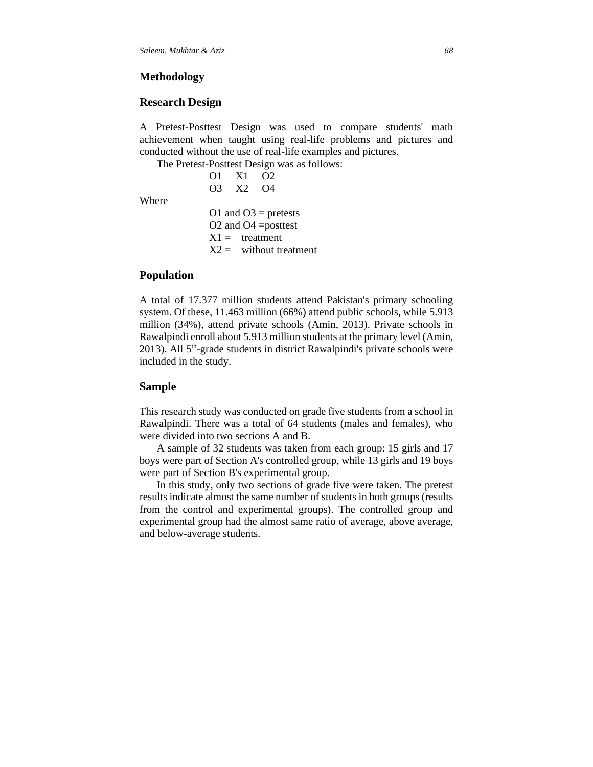## Methodology

### Research Design

A Pretest-Posttest Design was used to compare students' math achievement when taught using real-life problems and pictures and conducted without the use of real-life examples and pictures.

The Pretest-Posttest Design was as follows:

O1 X1 O2
O3 X2 O4

Where

O1 and O3 = pretests
O2 and O4 =posttest
X1 = treatment
X2 = without treatment

### Population

A total of 17.377 million students attend Pakistan's primary schooling system. Of these, 11.463 million (66%) attend public schools, while 5.913 million (34%), attend private schools (Amin, 2013). Private schools in Rawalpindi enroll about 5.913 million students at the primary level (Amin, 2013). All 5th-grade students in district Rawalpindi's private schools were included in the study.

### Sample

This research study was conducted on grade five students from a school in Rawalpindi. There was a total of 64 students (males and females), who were divided into two sections A and B.

A sample of 32 students was taken from each group: 15 girls and 17 boys were part of Section A's controlled group, while 13 girls and 19 boys were part of Section B's experimental group.

In this study, only two sections of grade five were taken. The pretest results indicate almost the same number of students in both groups (results from the control and experimental groups). The controlled group and experimental group had the almost same ratio of average, above average, and below-average students.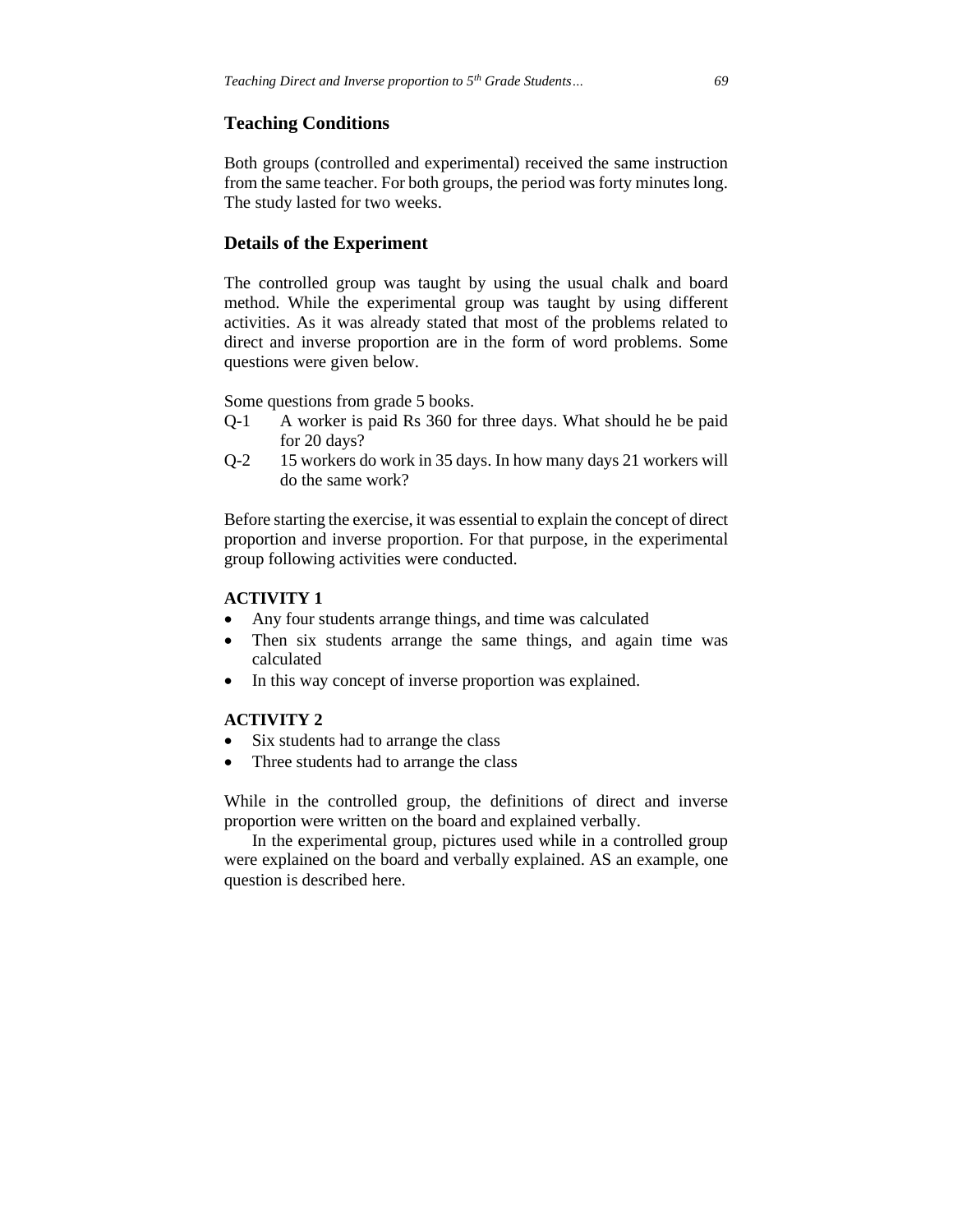## Teaching Conditions

Both groups (controlled and experimental) received the same instruction from the same teacher. For both groups, the period was forty minutes long. The study lasted for two weeks.

## Details of the Experiment

The controlled group was taught by using the usual chalk and board method. While the experimental group was taught by using different activities. As it was already stated that most of the problems related to direct and inverse proportion are in the form of word problems. Some questions were given below.

Some questions from grade 5 books.

Q-1 A worker is paid Rs 360 for three days. What should he be paid for 20 days?

Q-2 15 workers do work in 35 days. In how many days 21 workers will do the same work?

Before starting the exercise, it was essential to explain the concept of direct proportion and inverse proportion. For that purpose, in the experimental group following activities were conducted.

**ACTIVITY 1**

- Any four students arrange things, and time was calculated
- Then six students arrange the same things, and again time was calculated
- In this way concept of inverse proportion was explained.

**ACTIVITY 2**

- Six students had to arrange the class
- Three students had to arrange the class

While in the controlled group, the definitions of direct and inverse proportion were written on the board and explained verbally.

In the experimental group, pictures used while in a controlled group were explained on the board and verbally explained. AS an example, one question is described here.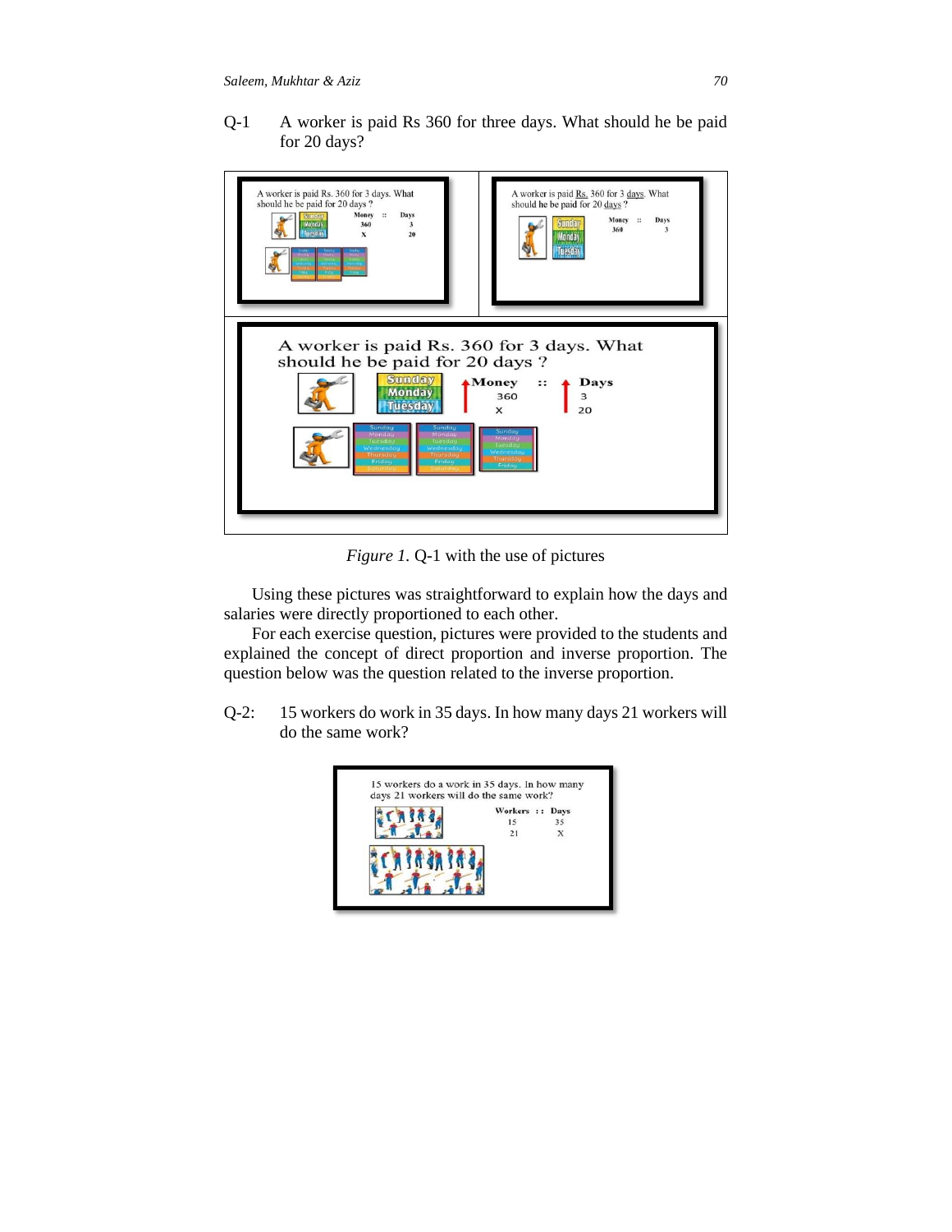Q-1 A worker is paid Rs 360 for three days. What should he be paid for 20 days?

*Figure 1.* Q-1 with the use of pictures

Using these pictures was straightforward to explain how the days and salaries were directly proportioned to each other.

For each exercise question, pictures were provided to the students and explained the concept of direct proportion and inverse proportion. The question below was the question related to the inverse proportion.

Q-2: 15 workers do work in 35 days. In how many days 21 workers will do the same work?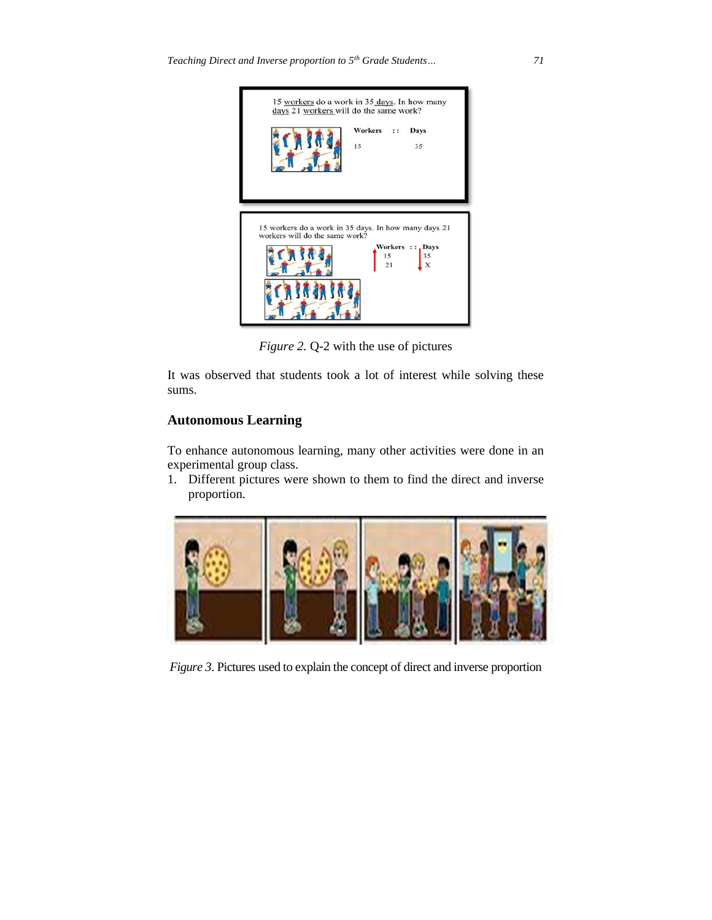15 workers do a work in 35 days. In how many days 21 workers will do the same work?

| Workers | :: | Days |
| --- | --- | --- |
| 15 | | 35 |

15 workers do a work in 35 days. In how many days 21 workers will do the same work?

| Workers | :: | Days |
| --- | --- | --- |
| 15 | | 35 |
| 21 | | X |

*Figure 2.* Q-2 with the use of pictures

It was observed that students took a lot of interest while solving these sums.

## Autonomous Learning

To enhance autonomous learning, many other activities were done in an experimental group class.

1. Different pictures were shown to them to find the direct and inverse proportion.

*Figure 3*. Pictures used to explain the concept of direct and inverse proportion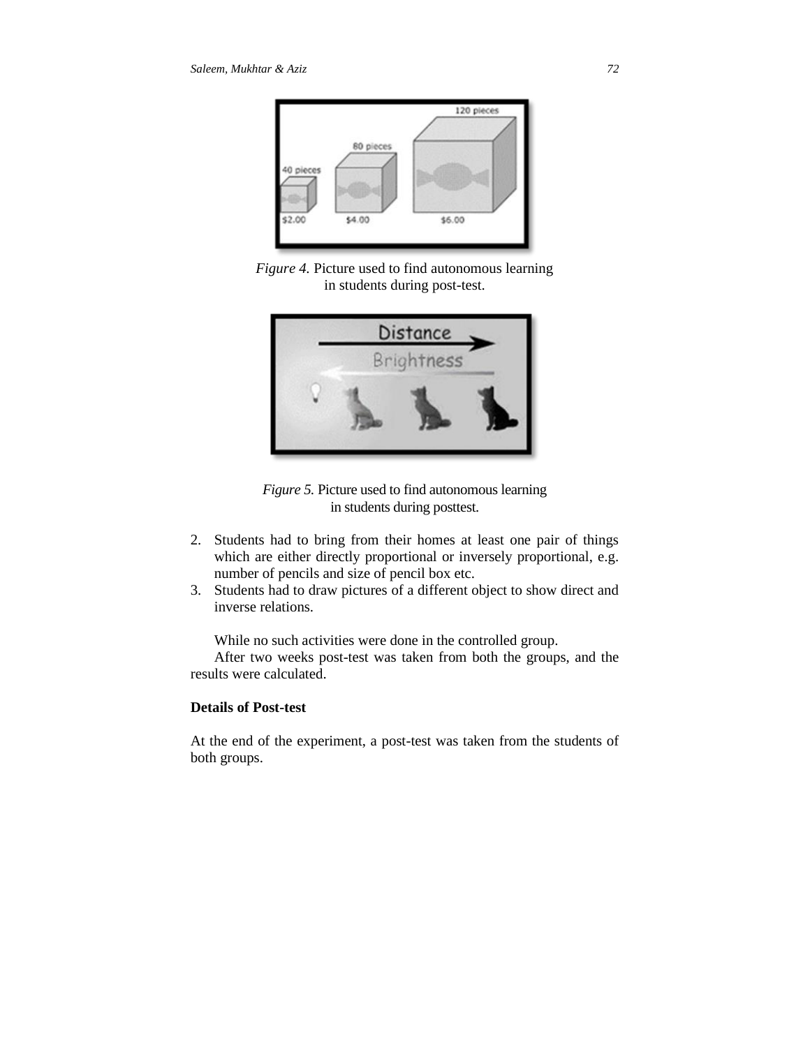*Figure 4.* Picture used to find autonomous learning in students during post-test.

*Figure 5.* Picture used to find autonomous learning in students during posttest.

2. Students had to bring from their homes at least one pair of things which are either directly proportional or inversely proportional, e.g. number of pencils and size of pencil box etc.
3. Students had to draw pictures of a different object to show direct and inverse relations.

While no such activities were done in the controlled group.

After two weeks post-test was taken from both the groups, and the results were calculated.

**Details of Post-test**

At the end of the experiment, a post-test was taken from the students of both groups.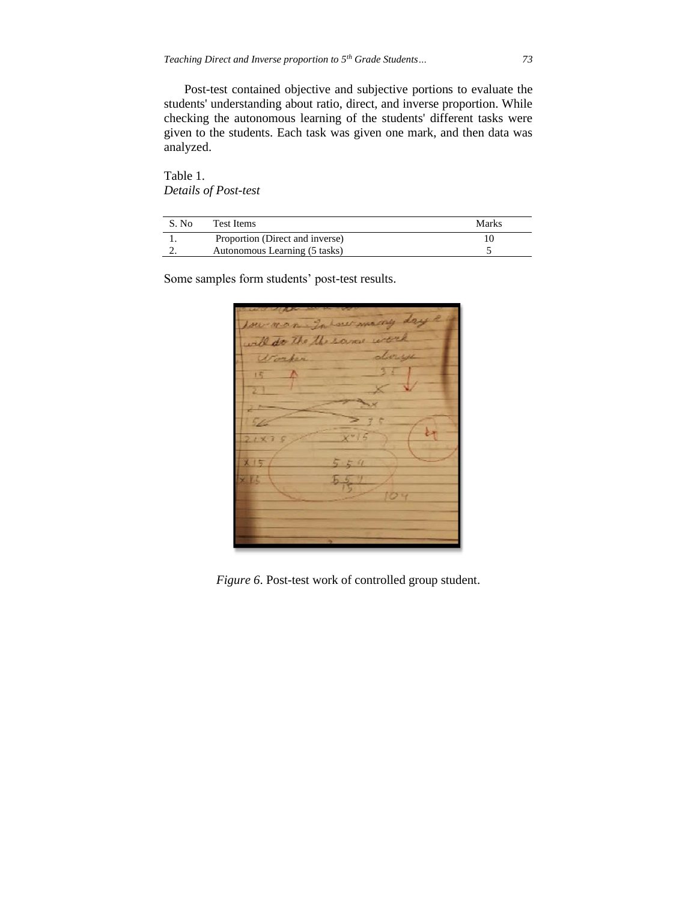Post-test contained objective and subjective portions to evaluate the students' understanding about ratio, direct, and inverse proportion. While checking the autonomous learning of the students' different tasks were given to the students. Each task was given one mark, and then data was analyzed.

Table 1.
*Details of Post-test*

| S. No | Test Items | Marks |
|---|---|---|
| 1. | Proportion (Direct and inverse) | 10 |
| 2. | Autonomous Learning (5 tasks) | 5 |

Some samples form students' post-test results.

*Figure 6*. Post-test work of controlled group student.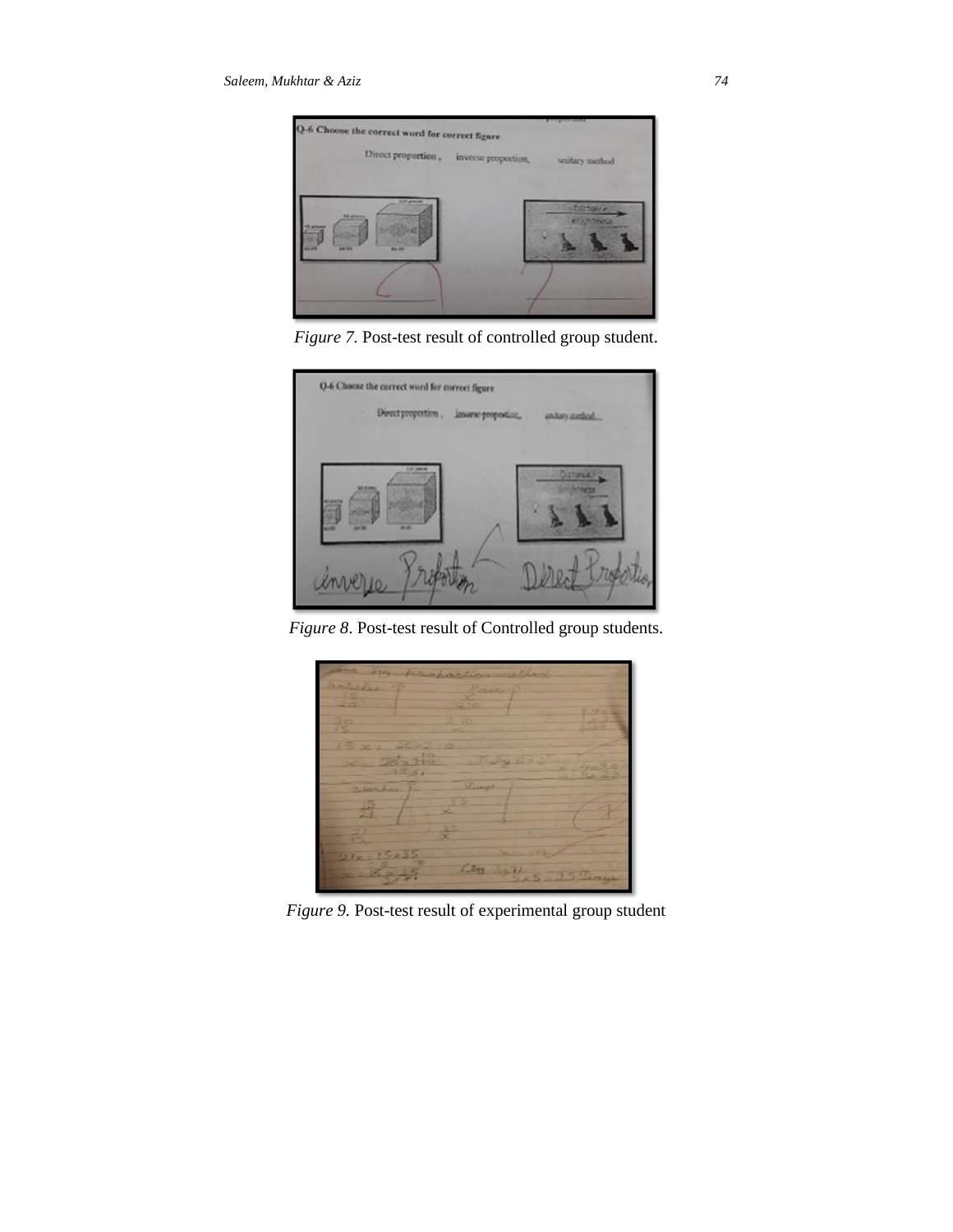*Figure 7*. Post-test result of controlled group student.

*Figure 8*. Post-test result of Controlled group students.

*Figure 9.* Post-test result of experimental group student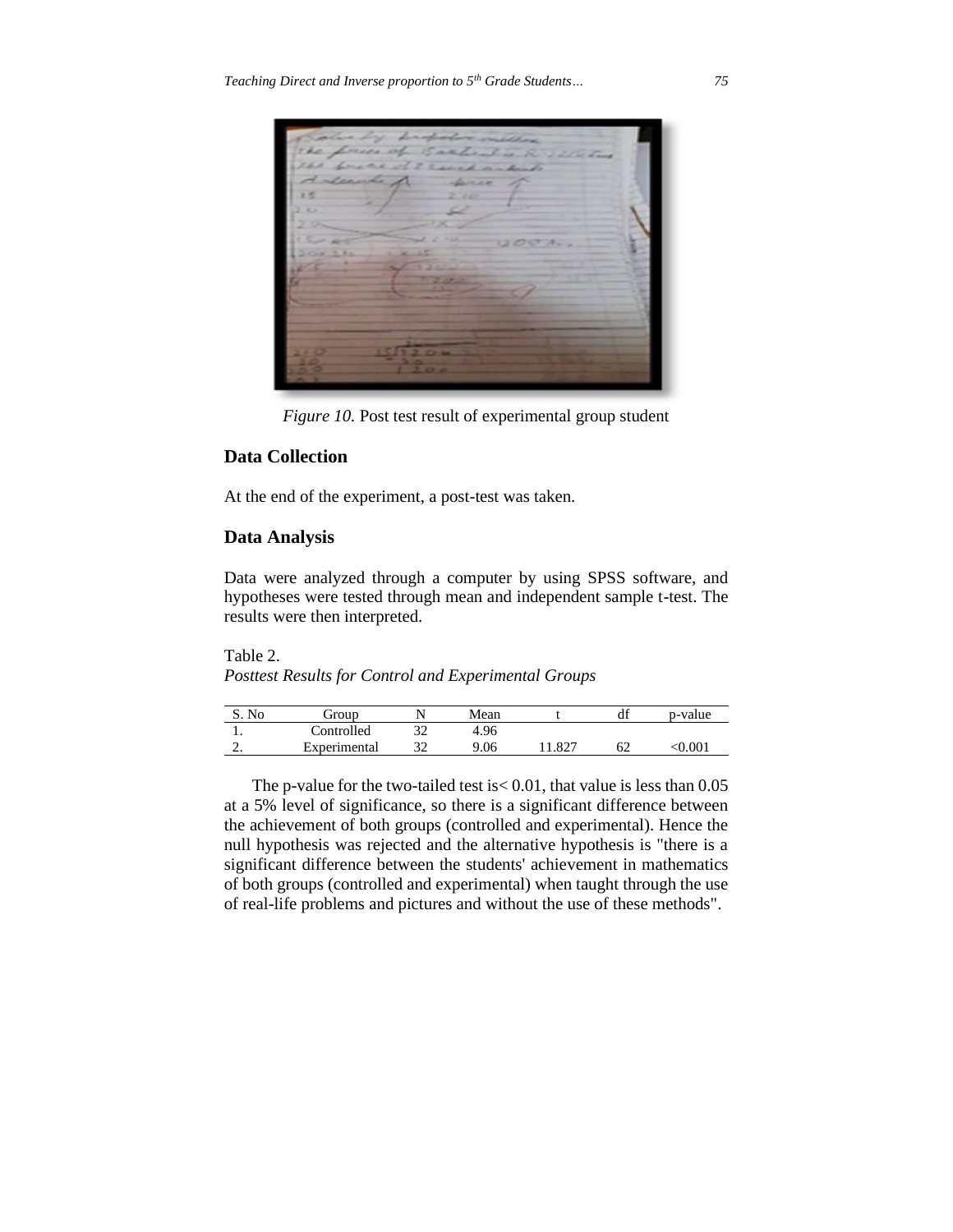*Figure 10.* Post test result of experimental group student

## Data Collection

At the end of the experiment, a post-test was taken.

## Data Analysis

Data were analyzed through a computer by using SPSS software, and hypotheses were tested through mean and independent sample t-test. The results were then interpreted.

Table 2.
*Posttest Results for Control and Experimental Groups*

| S. No | Group | N | Mean | t | df | p-value |
|---|---|---|---|---|---|---|
| 1. | Controlled | 32 | 4.96 | | | |
| 2. | Experimental | 32 | 9.06 | 11.827 | 62 | <0.001 |

The p-value for the two-tailed test is< 0.01, that value is less than 0.05 at a 5% level of significance, so there is a significant difference between the achievement of both groups (controlled and experimental). Hence the null hypothesis was rejected and the alternative hypothesis is "there is a significant difference between the students' achievement in mathematics of both groups (controlled and experimental) when taught through the use of real-life problems and pictures and without the use of these methods".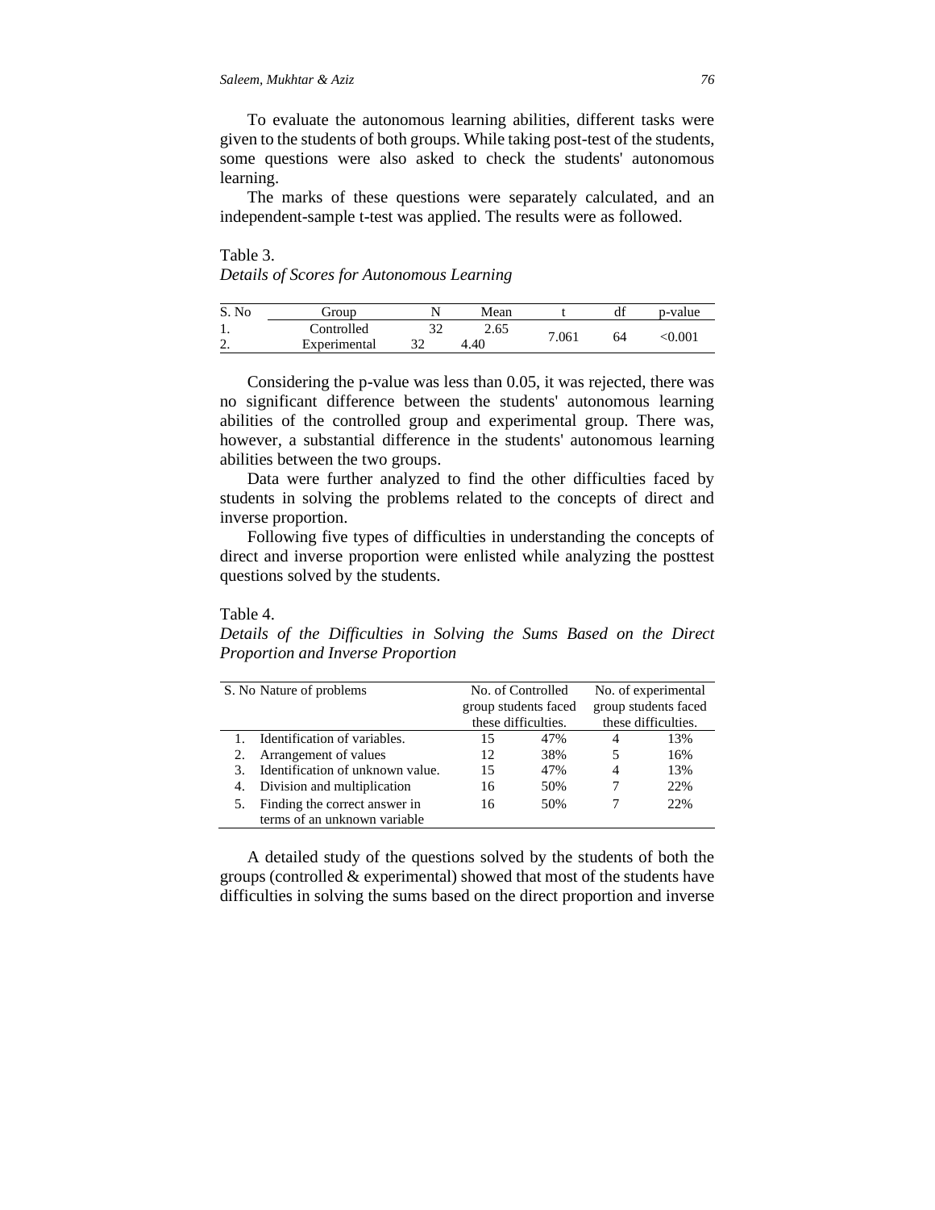To evaluate the autonomous learning abilities, different tasks were given to the students of both groups. While taking post-test of the students, some questions were also asked to check the students' autonomous learning.

The marks of these questions were separately calculated, and an independent-sample t-test was applied. The results were as followed.

Table 3.
*Details of Scores for Autonomous Learning*

| S. No | Group | N | Mean | t | df | p-value |
|---|---|---|---|---|---|---|
| 1. | Controlled | 32 | 2.65 | 7.061 | 64 | <0.001 |
| 2. | Experimental | 32 | 4.40 | | | |

Considering the p-value was less than 0.05, it was rejected, there was no significant difference between the students' autonomous learning abilities of the controlled group and experimental group. There was, however, a substantial difference in the students' autonomous learning abilities between the two groups.

Data were further analyzed to find the other difficulties faced by students in solving the problems related to the concepts of direct and inverse proportion.

Following five types of difficulties in understanding the concepts of direct and inverse proportion were enlisted while analyzing the posttest questions solved by the students.

Table 4.
*Details of the Difficulties in Solving the Sums Based on the Direct Proportion and Inverse Proportion*

| S. No | Nature of problems | No. of Controlled group students faced these difficulties. | | No. of experimental group students faced these difficulties. | |
|---|---|---|---|---|---|
| 1. | Identification of variables. | 15 | 47% | 4 | 13% |
| 2. | Arrangement of values | 12 | 38% | 5 | 16% |
| 3. | Identification of unknown value. | 15 | 47% | 4 | 13% |
| 4. | Division and multiplication | 16 | 50% | 7 | 22% |
| 5. | Finding the correct answer in terms of an unknown variable | 16 | 50% | 7 | 22% |

A detailed study of the questions solved by the students of both the groups (controlled & experimental) showed that most of the students have difficulties in solving the sums based on the direct proportion and inverse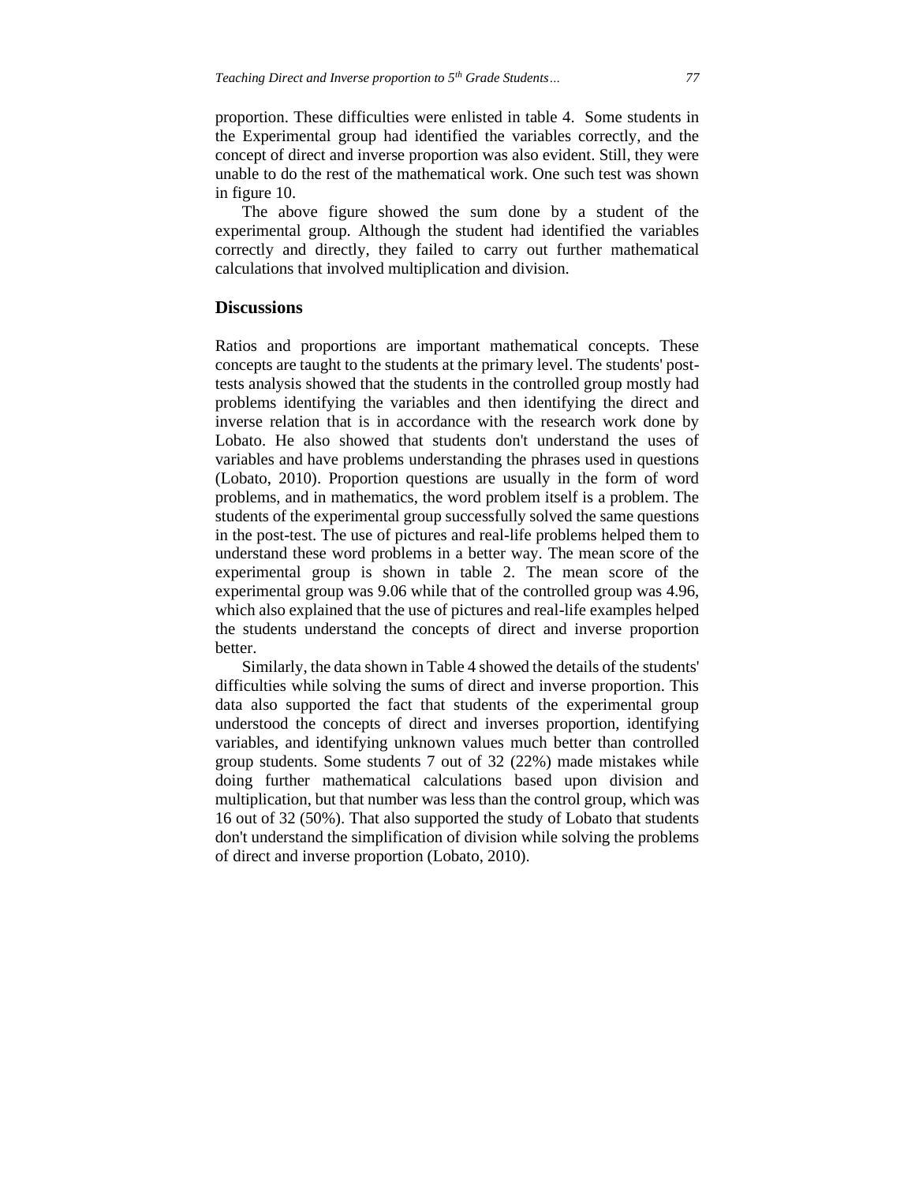proportion. These difficulties were enlisted in table 4. Some students in the Experimental group had identified the variables correctly, and the concept of direct and inverse proportion was also evident. Still, they were unable to do the rest of the mathematical work. One such test was shown in figure 10.

The above figure showed the sum done by a student of the experimental group. Although the student had identified the variables correctly and directly, they failed to carry out further mathematical calculations that involved multiplication and division.

## Discussions

Ratios and proportions are important mathematical concepts. These concepts are taught to the students at the primary level. The students' post-tests analysis showed that the students in the controlled group mostly had problems identifying the variables and then identifying the direct and inverse relation that is in accordance with the research work done by Lobato. He also showed that students don't understand the uses of variables and have problems understanding the phrases used in questions (Lobato, 2010). Proportion questions are usually in the form of word problems, and in mathematics, the word problem itself is a problem. The students of the experimental group successfully solved the same questions in the post-test. The use of pictures and real-life problems helped them to understand these word problems in a better way. The mean score of the experimental group is shown in table 2. The mean score of the experimental group was 9.06 while that of the controlled group was 4.96, which also explained that the use of pictures and real-life examples helped the students understand the concepts of direct and inverse proportion better.

Similarly, the data shown in Table 4 showed the details of the students' difficulties while solving the sums of direct and inverse proportion. This data also supported the fact that students of the experimental group understood the concepts of direct and inverses proportion, identifying variables, and identifying unknown values much better than controlled group students. Some students 7 out of 32 (22%) made mistakes while doing further mathematical calculations based upon division and multiplication, but that number was less than the control group, which was 16 out of 32 (50%). That also supported the study of Lobato that students don't understand the simplification of division while solving the problems of direct and inverse proportion (Lobato, 2010).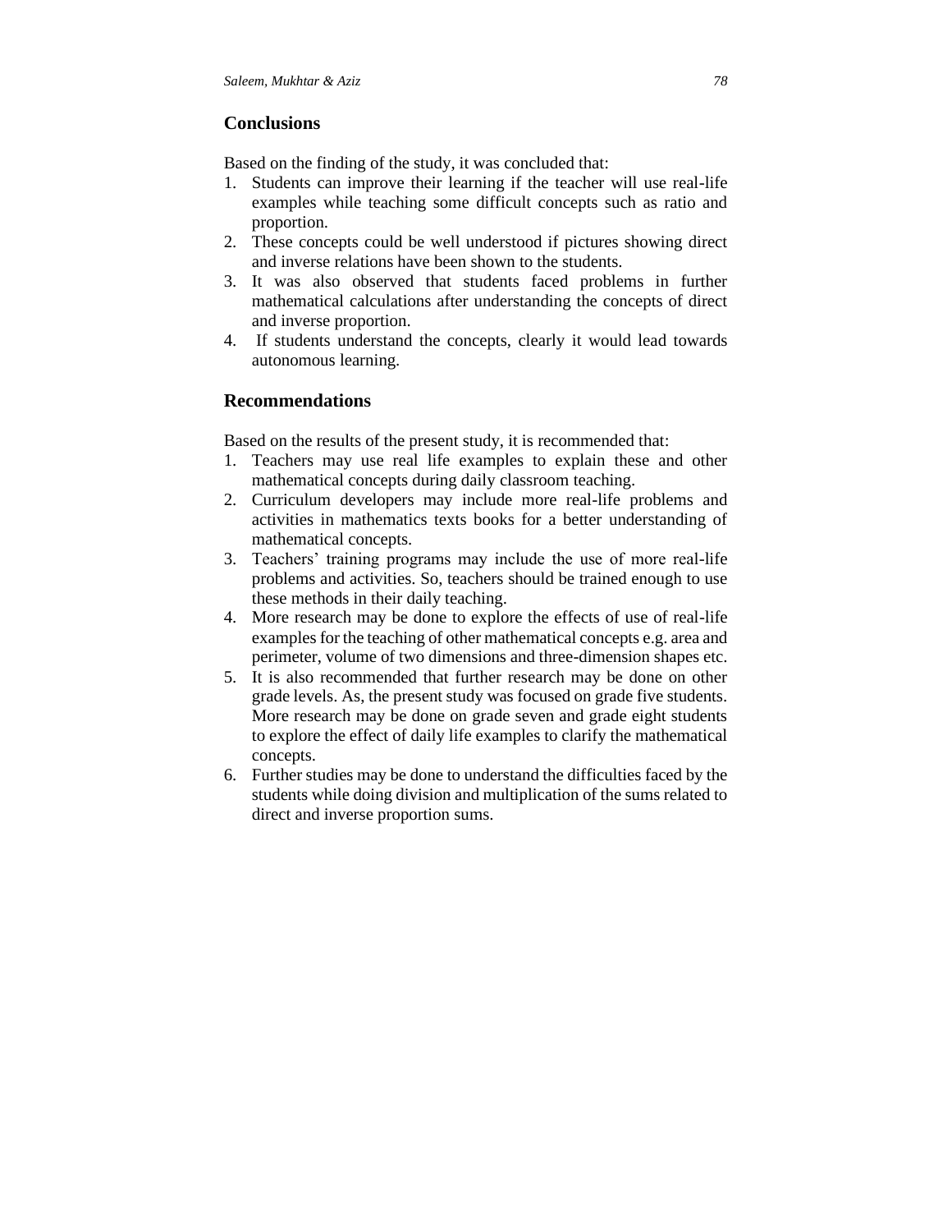## Conclusions

Based on the finding of the study, it was concluded that:

1. Students can improve their learning if the teacher will use real-life examples while teaching some difficult concepts such as ratio and proportion.
2. These concepts could be well understood if pictures showing direct and inverse relations have been shown to the students.
3. It was also observed that students faced problems in further mathematical calculations after understanding the concepts of direct and inverse proportion.
4. If students understand the concepts, clearly it would lead towards autonomous learning.

## Recommendations

Based on the results of the present study, it is recommended that:

1. Teachers may use real life examples to explain these and other mathematical concepts during daily classroom teaching.
2. Curriculum developers may include more real-life problems and activities in mathematics texts books for a better understanding of mathematical concepts.
3. Teachers' training programs may include the use of more real-life problems and activities. So, teachers should be trained enough to use these methods in their daily teaching.
4. More research may be done to explore the effects of use of real-life examples for the teaching of other mathematical concepts e.g. area and perimeter, volume of two dimensions and three-dimension shapes etc.
5. It is also recommended that further research may be done on other grade levels. As, the present study was focused on grade five students. More research may be done on grade seven and grade eight students to explore the effect of daily life examples to clarify the mathematical concepts.
6. Further studies may be done to understand the difficulties faced by the students while doing division and multiplication of the sums related to direct and inverse proportion sums.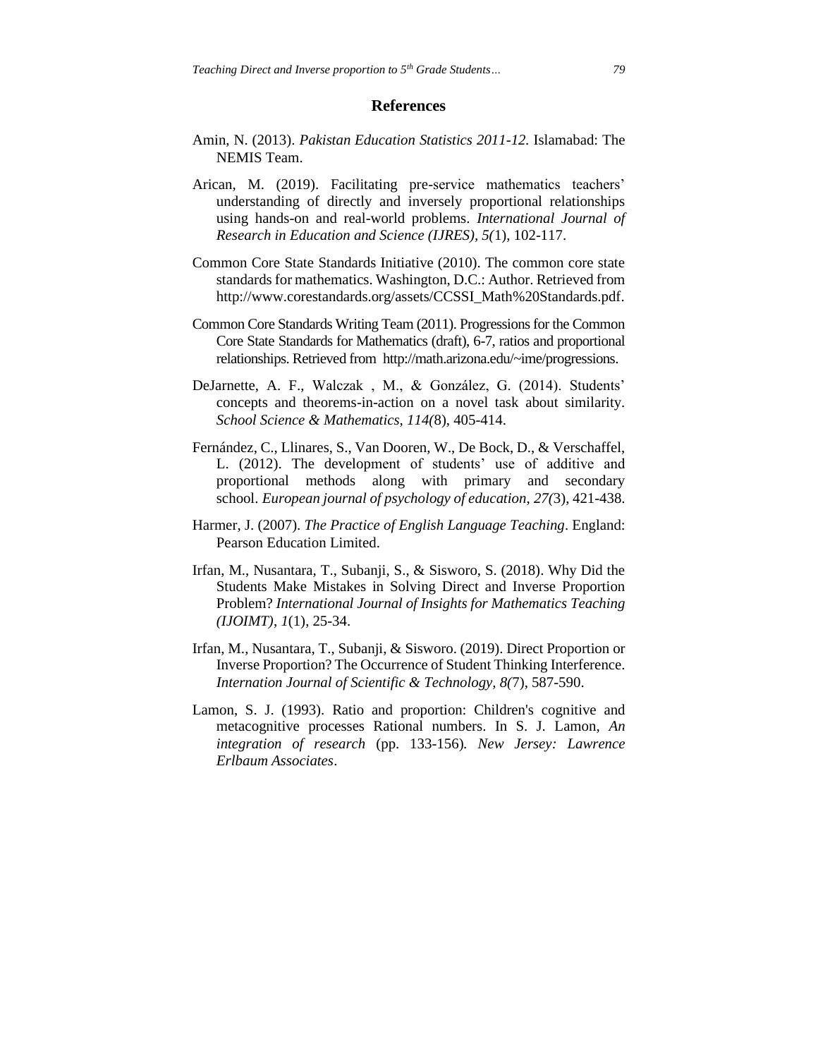## References

Amin, N. (2013). *Pakistan Education Statistics 2011-12.* Islamabad: The NEMIS Team.

Arican, M. (2019). Facilitating pre-service mathematics teachers' understanding of directly and inversely proportional relationships using hands-on and real-world problems. *International Journal of Research in Education and Science (IJRES), 5(*1), 102-117.

Common Core State Standards Initiative (2010). The common core state standards for mathematics. Washington, D.C.: Author. Retrieved from http://www.corestandards.org/assets/CCSSI_Math%20Standards.pdf.

Common Core Standards Writing Team (2011). Progressions for the Common Core State Standards for Mathematics (draft), 6-7, ratios and proportional relationships. Retrieved from http://math.arizona.edu/~ime/progressions.

DeJarnette, A. F., Walczak , M., & González, G. (2014). Students' concepts and theorems-in-action on a novel task about similarity. *School Science & Mathematics, 114(*8), 405-414.

Fernández, C., Llinares, S., Van Dooren, W., De Bock, D., & Verschaffel, L. (2012). The development of students' use of additive and proportional methods along with primary and secondary school. *European journal of psychology of education*, *27(*3), 421-438.

Harmer, J. (2007). *The Practice of English Language Teaching*. England: Pearson Education Limited.

Irfan, M., Nusantara, T., Subanji, S., & Sisworo, S. (2018). Why Did the Students Make Mistakes in Solving Direct and Inverse Proportion Problem? *International Journal of Insights for Mathematics Teaching (IJOIMT)*, *1*(1), 25-34.

Irfan, M., Nusantara, T., Subanji, & Sisworo. (2019). Direct Proportion or Inverse Proportion? The Occurrence of Student Thinking Interference. *Internation Journal of Scientific & Technology, 8(*7), 587-590.

Lamon, S. J. (1993). Ratio and proportion: Children's cognitive and metacognitive processes Rational numbers. In S. J. Lamon, *An integration of research* (pp. 133-156)*. New Jersey: Lawrence Erlbaum Associates*.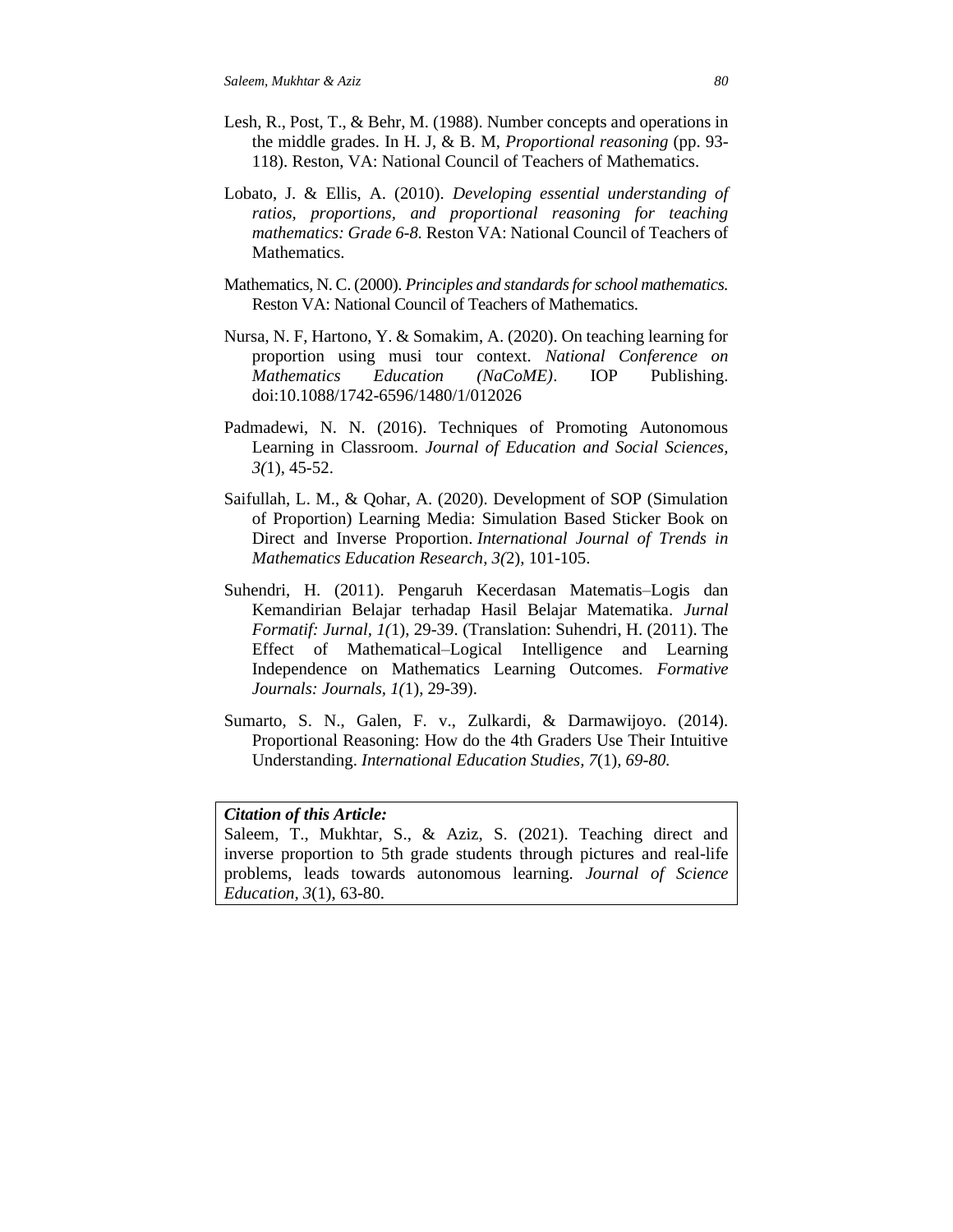Lesh, R., Post, T., & Behr, M. (1988). Number concepts and operations in the middle grades. In H. J, & B. M, *Proportional reasoning* (pp. 93-118). Reston, VA: National Council of Teachers of Mathematics.

Lobato, J. & Ellis, A. (2010). *Developing essential understanding of ratios, proportions, and proportional reasoning for teaching mathematics: Grade 6-8.* Reston VA: National Council of Teachers of Mathematics.

Mathematics, N. C. (2000). *Principles and standards for school mathematics.* Reston VA: National Council of Teachers of Mathematics.

Nursa, N. F, Hartono, Y. & Somakim, A. (2020). On teaching learning for proportion using musi tour context. *National Conference on Mathematics Education (NaCoME)*. IOP Publishing. doi:10.1088/1742-6596/1480/1/012026

Padmadewi, N. N. (2016). Techniques of Promoting Autonomous Learning in Classroom. *Journal of Education and Social Sciences, 3(*1), 45-52.

Saifullah, L. M., & Qohar, A. (2020). Development of SOP (Simulation of Proportion) Learning Media: Simulation Based Sticker Book on Direct and Inverse Proportion. *International Journal of Trends in Mathematics Education Research, 3(*2), 101-105.

Suhendri, H. (2011). Pengaruh Kecerdasan Matematis–Logis dan Kemandirian Belajar terhadap Hasil Belajar Matematika. *Jurnal Formatif: Jurnal, 1(*1), 29-39. (Translation: Suhendri, H. (2011). The Effect of Mathematical–Logical Intelligence and Learning Independence on Mathematics Learning Outcomes. *Formative Journals: Journals, 1(*1), 29-39).

Sumarto, S. N., Galen, F. v., Zulkardi, & Darmawijoyo. (2014). Proportional Reasoning: How do the 4th Graders Use Their Intuitive Understanding. *International Education Studies, 7*(1)*, 69-80.*

***Citation of this Article:***
Saleem, T., Mukhtar, S., & Aziz, S. (2021). Teaching direct and inverse proportion to 5th grade students through pictures and real-life problems, leads towards autonomous learning. *Journal of Science Education*, *3*(1), 63-80.